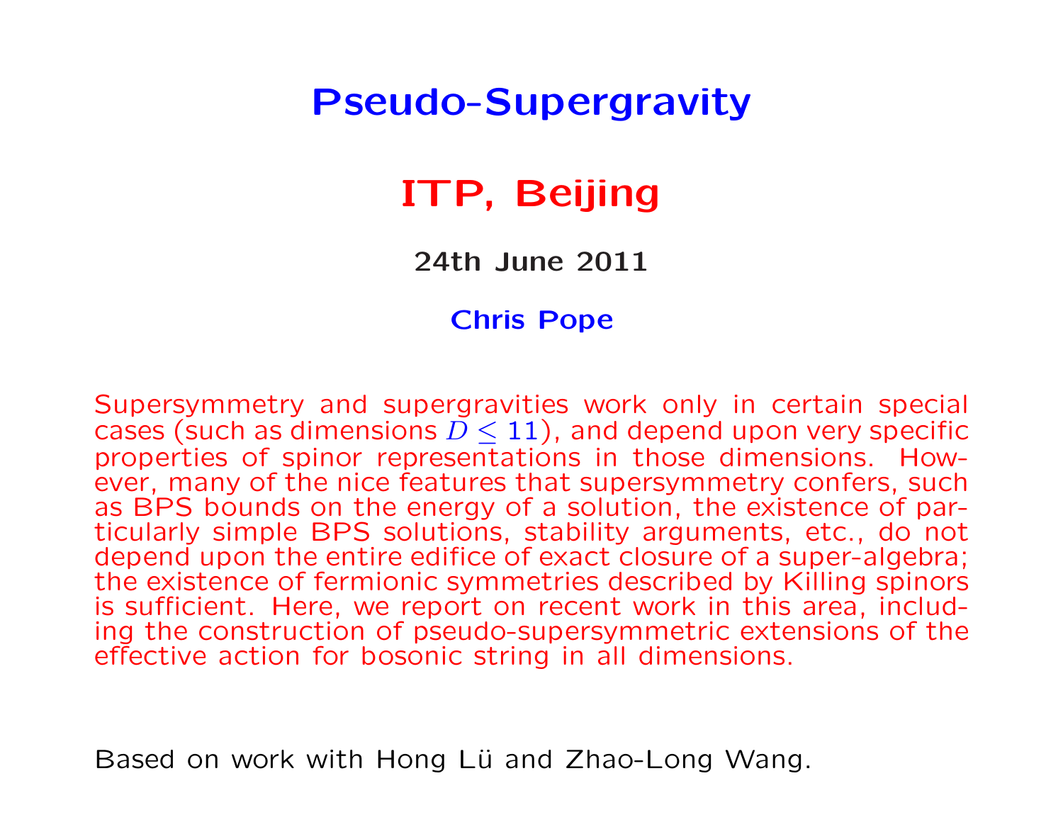# Pseudo-Supergravity

## ITP, Beijing

**24th June 2011**

**Chris Pope**

Supersymmetry and supergravities work only in certain special cases (such as dimensions $D \le 11$), and depend upon very specific properties of spinor representations in those dimensions. However, many of the nice features that supersymmetry confers, such as BPS bounds on the energy of a solution, the existence of particularly simple BPS solutions, stability arguments, etc., do not depend upon the entire edifice of exact closure of a super-algebra; the existence of fermionic symmetries described by Killing spinors is sufficient. Here, we report on recent work in this area, including the construction of pseudo-supersymmetric extensions of the effective action for bosonic string in all dimensions.

Based on work with Hong Lü and Zhao-Long Wang.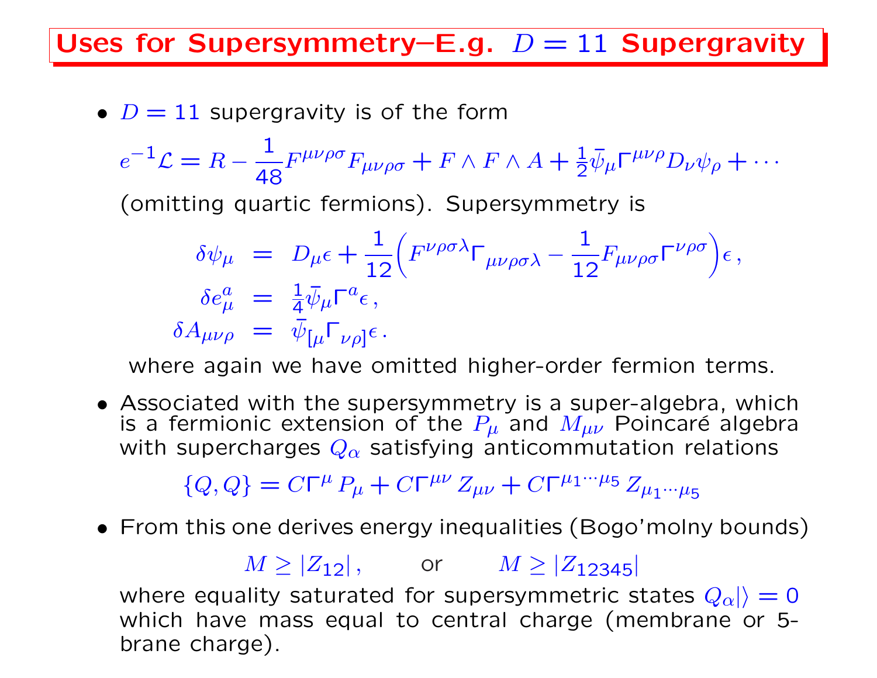# Uses for Supersymmetry–E.g. $D = 11$ Supergravity

- $D = 11$ supergravity is of the form

$$e^{-1}\mathcal{L} = R - \frac{1}{48} F^{\mu\nu\rho\sigma} F_{\mu\nu\rho\sigma} + F \wedge F \wedge A + \tfrac{1}{2} \bar{\psi}_\mu \Gamma^{\mu\nu\rho} D_\nu \psi_\rho + \cdots$$

(omitting quartic fermions). Supersymmetry is

$$\begin{aligned}
\delta\psi_\mu &= D_\mu \epsilon + \frac{1}{12}\Big( F^{\nu\rho\sigma\lambda} \Gamma_{\mu\nu\rho\sigma\lambda} - \frac{1}{12} F_{\mu\nu\rho\sigma} \Gamma^{\nu\rho\sigma} \Big)\epsilon\,, \\
\delta e_\mu^a &= \tfrac{1}{4} \bar{\psi}_\mu \Gamma^a \epsilon\,, \\
\delta A_{\mu\nu\rho} &= \bar{\psi}_{[\mu} \Gamma_{\nu\rho]} \epsilon\,.
\end{aligned}$$

where again we have omitted higher-order fermion terms.

- Associated with the supersymmetry is a super-algebra, which is a fermionic extension of the $P_\mu$ and $M_{\mu\nu}$ Poincaré algebra with supercharges $Q_\alpha$ satisfying anticommutation relations

$$\{Q, Q\} = C\Gamma^\mu P_\mu + C\Gamma^{\mu\nu} Z_{\mu\nu} + C\Gamma^{\mu_1 \cdots \mu_5} Z_{\mu_1 \cdots \mu_5}$$

- From this one derives energy inequalities (Bogo'molny bounds)

$$M \ge |Z_{12}|\,, \qquad \text{or} \qquad M \ge |Z_{12345}|$$

where equality saturated for supersymmetric states $Q_\alpha|\rangle = 0$ which have mass equal to central charge (membrane or 5-brane charge).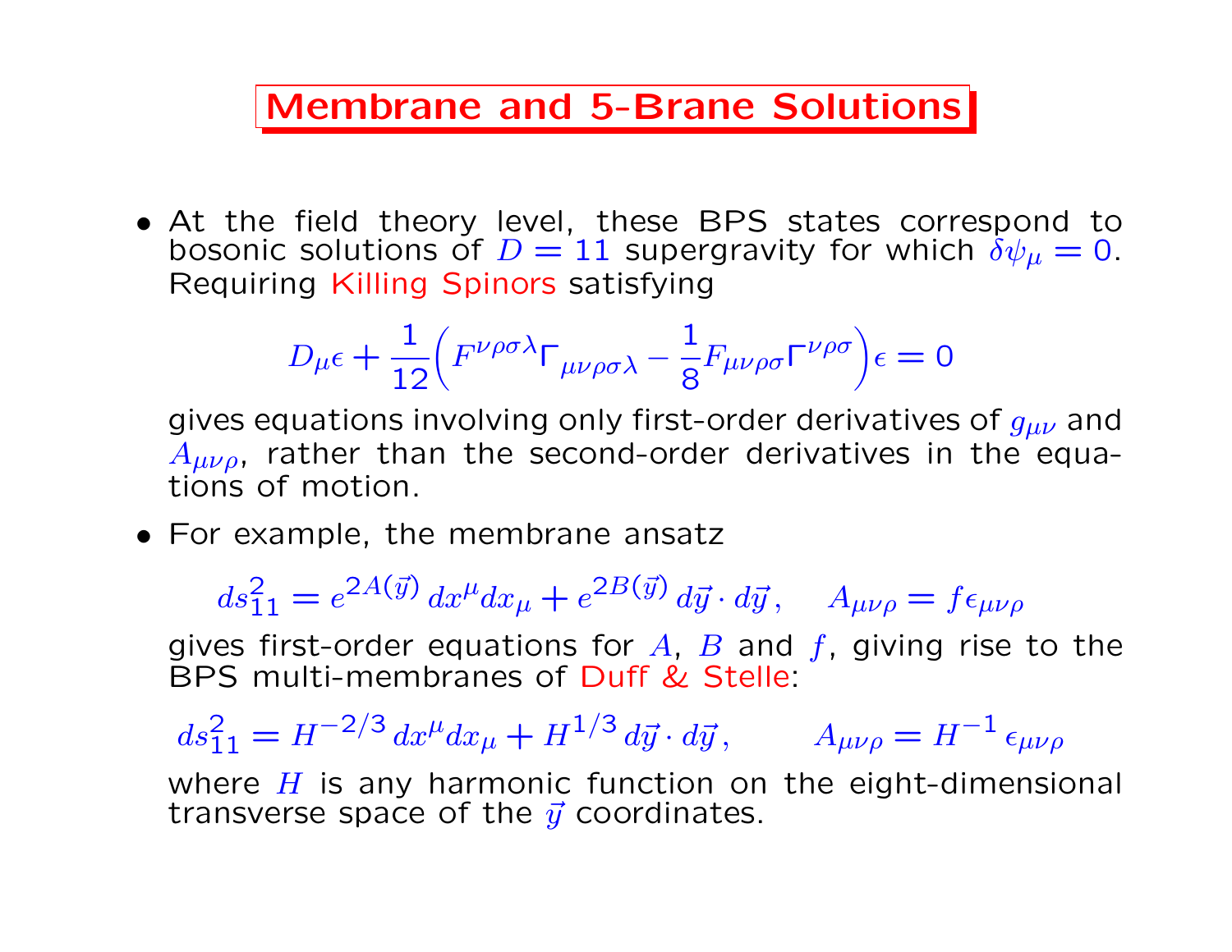# Membrane and 5-Brane Solutions

- At the field theory level, these BPS states correspond to bosonic solutions of $D = 11$ supergravity for which $\delta\psi_\mu = 0$. Requiring Killing Spinors satisfying

$$D_\mu \epsilon + \frac{1}{12}\Big(F^{\nu\rho\sigma\lambda}\Gamma_{\mu\nu\rho\sigma\lambda} - \frac{1}{8}F_{\mu\nu\rho\sigma}\Gamma^{\nu\rho\sigma}\Big)\epsilon = 0$$

  gives equations involving only first-order derivatives of $g_{\mu\nu}$ and $A_{\mu\nu\rho}$, rather than the second-order derivatives in the equations of motion.

- For example, the membrane ansatz

$$ds_{11}^2 = e^{2A(\vec{y})}\, dx^\mu dx_\mu + e^{2B(\vec{y})}\, d\vec{y}\cdot d\vec{y}\,, \quad A_{\mu\nu\rho} = f\epsilon_{\mu\nu\rho}$$

  gives first-order equations for $A$, $B$ and $f$, giving rise to the BPS multi-membranes of Duff & Stelle:

$$ds_{11}^2 = H^{-2/3}\, dx^\mu dx_\mu + H^{1/3}\, d\vec{y}\cdot d\vec{y}\,, \qquad A_{\mu\nu\rho} = H^{-1}\,\epsilon_{\mu\nu\rho}$$

  where $H$ is any harmonic function on the eight-dimensional transverse space of the $\vec{y}$ coordinates.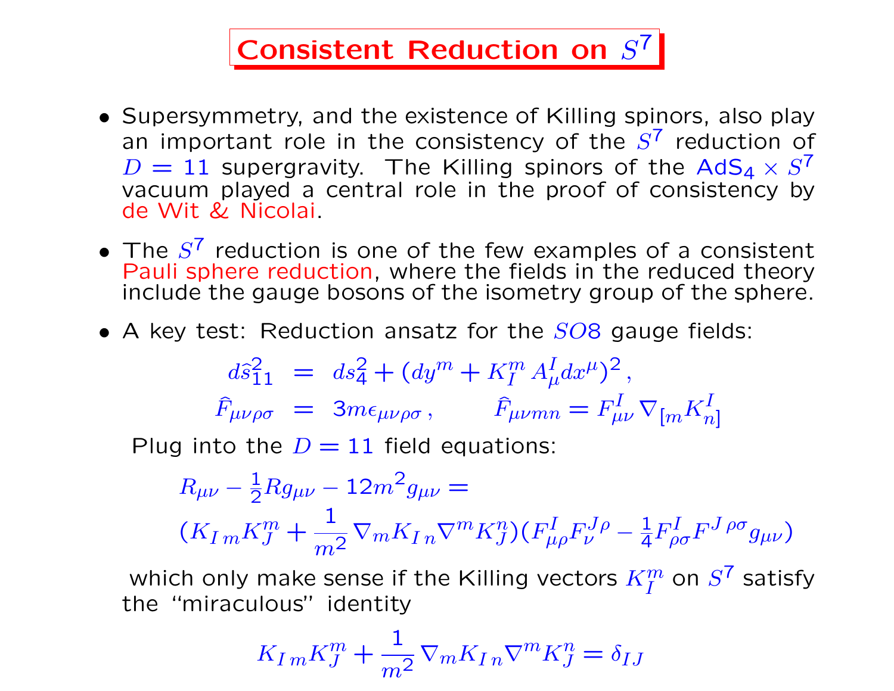# Consistent Reduction on $S^7$

- Supersymmetry, and the existence of Killing spinors, also play an important role in the consistency of the $S^7$ reduction of $D = 11$ supergravity. The Killing spinors of the $\text{AdS}_4 \times S^7$ vacuum played a central role in the proof of consistency by de Wit & Nicolai.

- The $S^7$ reduction is one of the few examples of a consistent Pauli sphere reduction, where the fields in the reduced theory include the gauge bosons of the isometry group of the sphere.

- A key test: Reduction ansatz for the $SO8$ gauge fields:

$$
\begin{aligned}
d\hat{s}_{11}^2 &= ds_4^2 + (dy^m + K_I^m\, A_\mu^I dx^\mu)^2\,, \\
\hat{F}_{\mu\nu\rho\sigma} &= 3m\epsilon_{\mu\nu\rho\sigma}\,, \qquad \hat{F}_{\mu\nu mn} = F_{\mu\nu}^I\, \nabla_{[m} K_{n]}^I
\end{aligned}
$$

Plug into the $D = 11$ field equations:

$$
\begin{aligned}
&R_{\mu\nu} - \tfrac{1}{2} R g_{\mu\nu} - 12m^2 g_{\mu\nu} = \\
&(K_{I\,m} K_J^m + \frac{1}{m^2} \nabla_m K_{I\,n} \nabla^m K_J^n)(F_{\mu\rho}^I F_\nu^{J\,\rho} - \tfrac{1}{4} F_{\rho\sigma}^I F^{J\,\rho\sigma} g_{\mu\nu})
\end{aligned}
$$

which only make sense if the Killing vectors $K_I^m$ on $S^7$ satisfy the "miraculous" identity

$$
K_{I\,m} K_J^m + \frac{1}{m^2} \nabla_m K_{I\,n} \nabla^m K_J^n = \delta_{IJ}
$$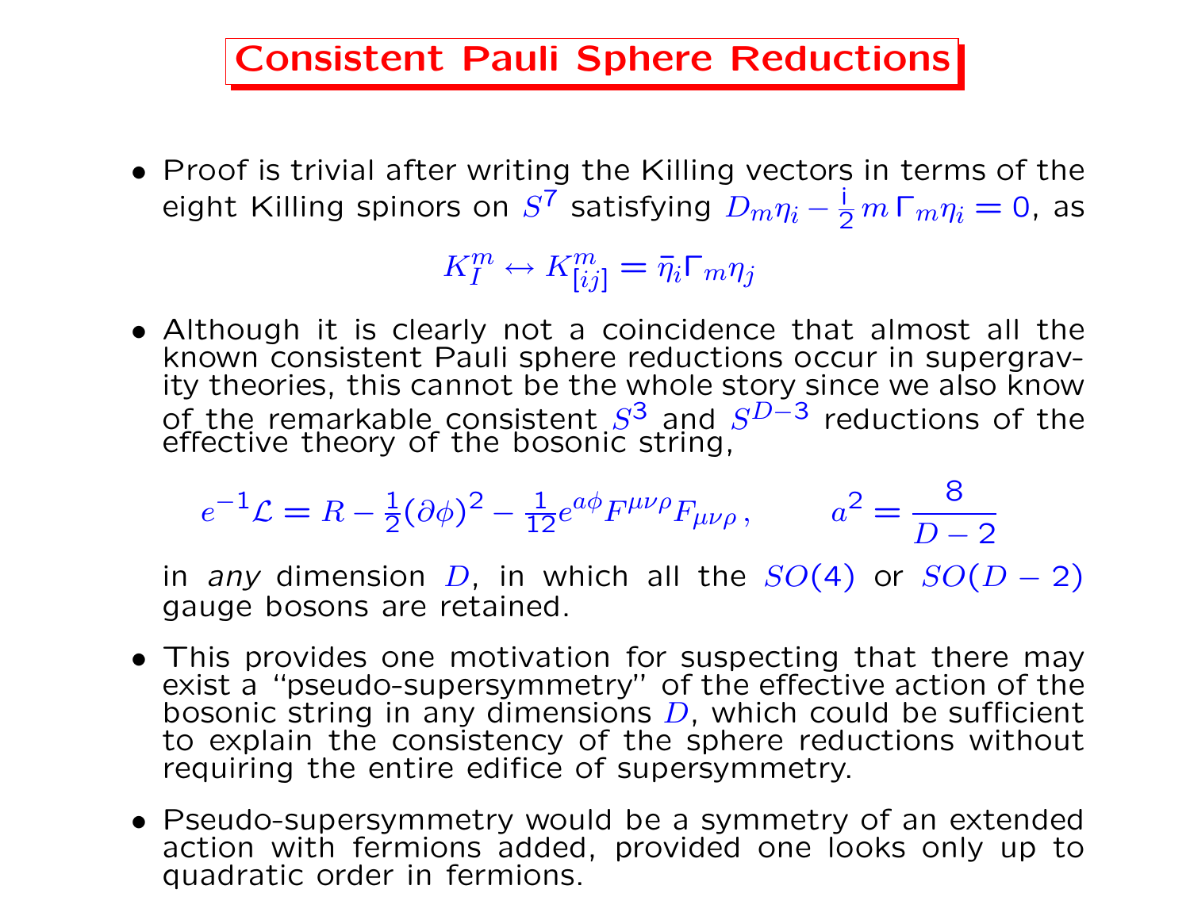# Consistent Pauli Sphere Reductions

- Proof is trivial after writing the Killing vectors in terms of the eight Killing spinors on $S^7$ satisfying $D_m\eta_i - \frac{\mathrm{i}}{2}\, m\, \Gamma_m \eta_i = 0$, as

$$K_I^m \leftrightarrow K_{[ij]}^m = \bar\eta_i \Gamma_m \eta_j$$

- Although it is clearly not a coincidence that almost all the known consistent Pauli sphere reductions occur in supergravity theories, this cannot be the whole story since we also know of the remarkable consistent $S^3$ and $S^{D-3}$ reductions of the effective theory of the bosonic string,

$$e^{-1}\mathcal{L} = R - \tfrac{1}{2}(\partial\phi)^2 - \tfrac{1}{12} e^{a\phi} F^{\mu\nu\rho} F_{\mu\nu\rho}\,, \qquad a^2 = \frac{8}{D-2}$$

  in *any* dimension $D$, in which all the $SO(4)$ or $SO(D-2)$ gauge bosons are retained.

- This provides one motivation for suspecting that there may exist a "pseudo-supersymmetry" of the effective action of the bosonic string in any dimensions $D$, which could be sufficient to explain the consistency of the sphere reductions without requiring the entire edifice of supersymmetry.

- Pseudo-supersymmetry would be a symmetry of an extended action with fermions added, provided one looks only up to quadratic order in fermions.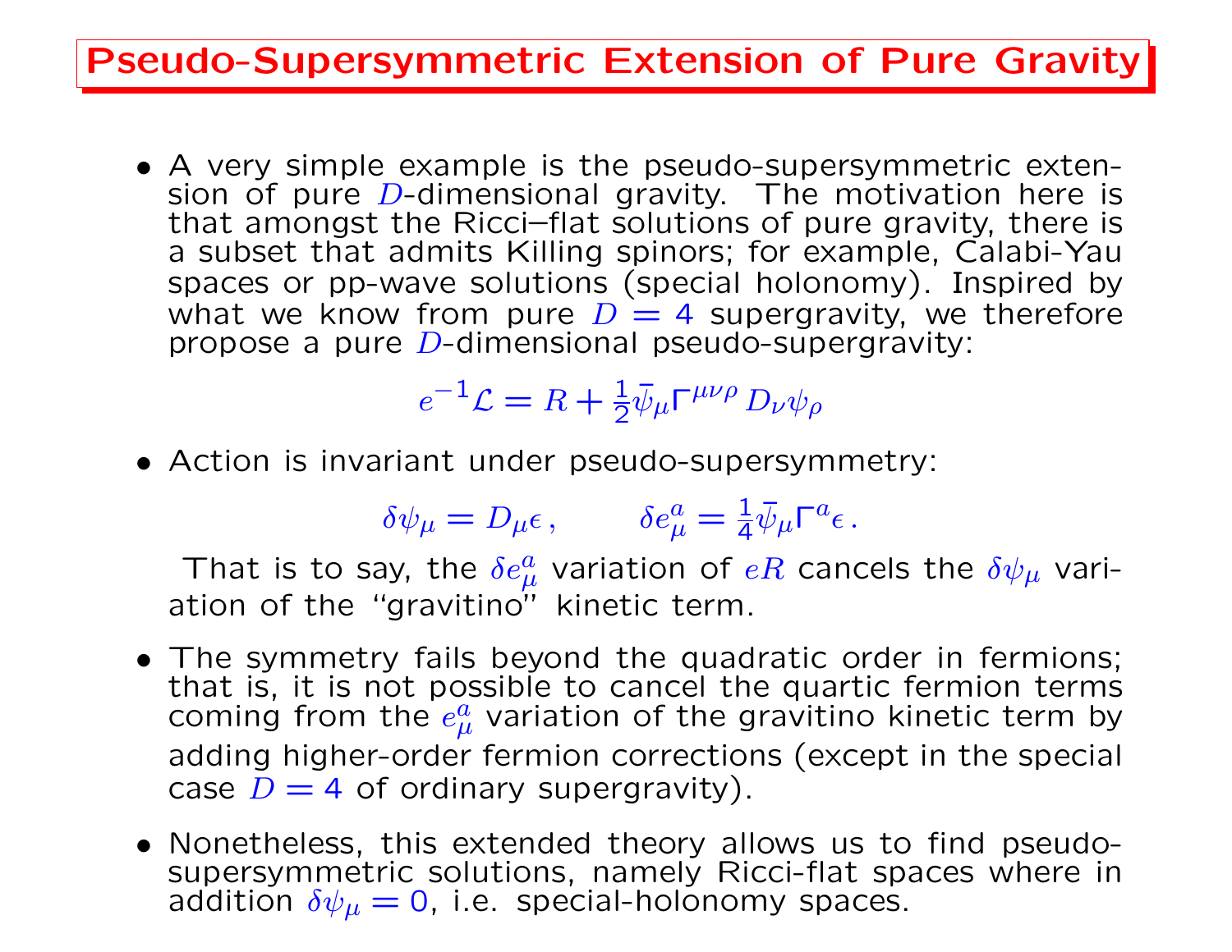# Pseudo-Supersymmetric Extension of Pure Gravity

- A very simple example is the pseudo-supersymmetric extension of pure $D$-dimensional gravity. The motivation here is that amongst the Ricci–flat solutions of pure gravity, there is a subset that admits Killing spinors; for example, Calabi-Yau spaces or pp-wave solutions (special holonomy). Inspired by what we know from pure $D=4$ supergravity, we therefore propose a pure $D$-dimensional pseudo-supergravity:

$$e^{-1}\mathcal{L} = R + \tfrac{1}{2}\bar{\psi}_\mu \Gamma^{\mu\nu\rho} D_\nu \psi_\rho$$

- Action is invariant under pseudo-supersymmetry:

$$\delta\psi_\mu = D_\mu \epsilon\,, \qquad \delta e^a_\mu = \tfrac{1}{4}\bar{\psi}_\mu \Gamma^a \epsilon\,.$$

  That is to say, the $\delta e^a_\mu$ variation of $eR$ cancels the $\delta\psi_\mu$ variation of the "gravitino" kinetic term.

- The symmetry fails beyond the quadratic order in fermions; that is, it is not possible to cancel the quartic fermion terms coming from the $e^a_\mu$ variation of the gravitino kinetic term by adding higher-order fermion corrections (except in the special case $D=4$ of ordinary supergravity).

- Nonetheless, this extended theory allows us to find pseudo-supersymmetric solutions, namely Ricci-flat spaces where in addition $\delta\psi_\mu = 0$, i.e. special-holonomy spaces.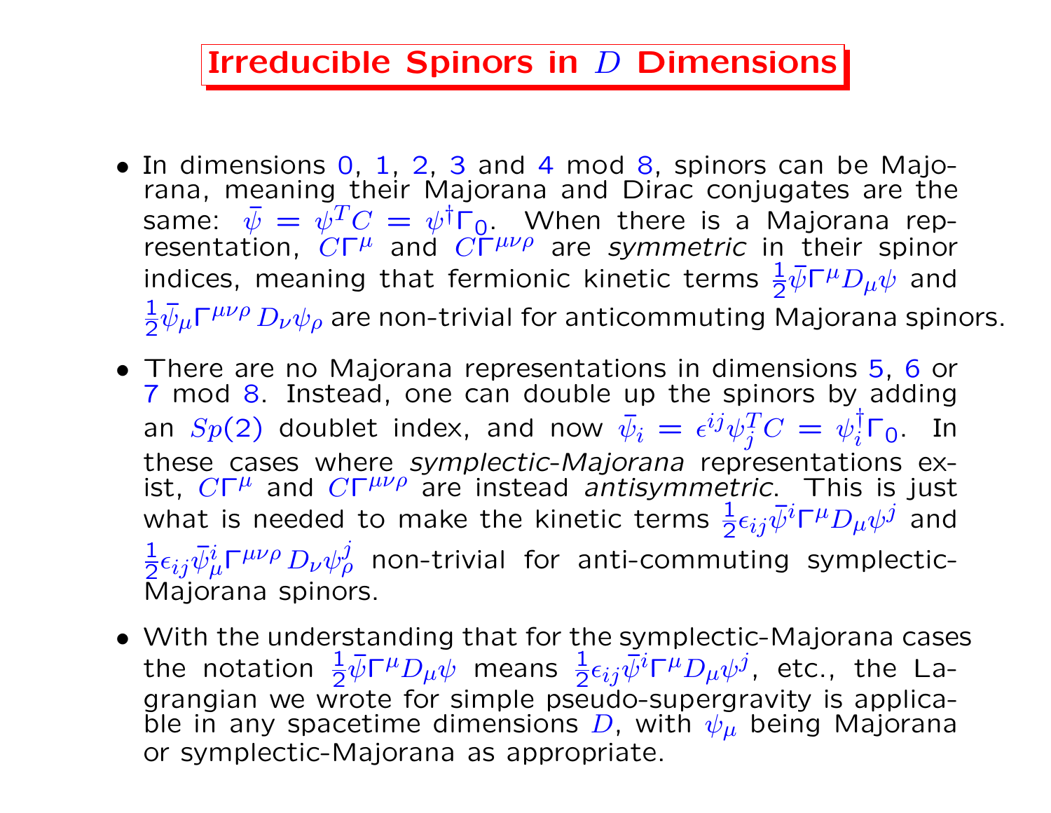# Irreducible Spinors in $D$ Dimensions

- In dimensions $0$, $1$, $2$, $3$ and $4$ mod $8$, spinors can be Majorana, meaning their Majorana and Dirac conjugates are the same: $\bar{\psi} = \psi^T C = \psi^\dagger \Gamma_0$. When there is a Majorana representation, $C\Gamma^\mu$ and $C\Gamma^{\mu\nu\rho}$ are *symmetric* in their spinor indices, meaning that fermionic kinetic terms $\frac{1}{2}\bar{\psi}\Gamma^\mu D_\mu \psi$ and $\frac{1}{2}\bar{\psi}_\mu \Gamma^{\mu\nu\rho} D_\nu \psi_\rho$ are non-trivial for anticommuting Majorana spinors.

- There are no Majorana representations in dimensions $5$, $6$ or $7$ mod $8$. Instead, one can double up the spinors by adding an $Sp(2)$ doublet index, and now $\bar{\psi}_i = \epsilon^{ij}\psi_j^T C = \psi_i^\dagger \Gamma_0$. In these cases where *symplectic-Majorana* representations exist, $C\Gamma^\mu$ and $C\Gamma^{\mu\nu\rho}$ are instead *antisymmetric*. This is just what is needed to make the kinetic terms $\frac{1}{2}\epsilon_{ij}\bar{\psi}^i \Gamma^\mu D_\mu \psi^j$ and $\frac{1}{2}\epsilon_{ij}\bar{\psi}^i_\mu \Gamma^{\mu\nu\rho} D_\nu \psi^j_\rho$ non-trivial for anti-commuting symplectic-Majorana spinors.

- With the understanding that for the symplectic-Majorana cases the notation $\frac{1}{2}\bar{\psi}\Gamma^\mu D_\mu \psi$ means $\frac{1}{2}\epsilon_{ij}\bar{\psi}^i \Gamma^\mu D_\mu \psi^j$, etc., the Lagrangian we wrote for simple pseudo-supergravity is applicable in any spacetime dimensions $D$, with $\psi_\mu$ being Majorana or symplectic-Majorana as appropriate.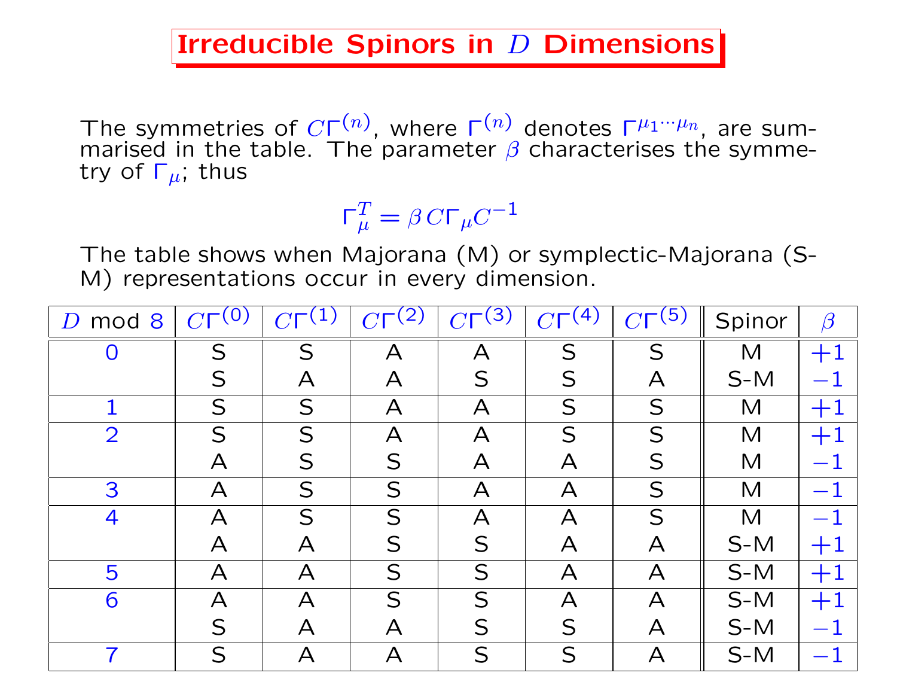# Irreducible Spinors in $D$ Dimensions

The symmetries of $C\Gamma^{(n)}$, where $\Gamma^{(n)}$ denotes $\Gamma^{\mu_1 \cdots \mu_n}$, are summarised in the table. The parameter $\beta$ characterises the symmetry of $\Gamma_\mu$; thus

$$\Gamma_\mu^T = \beta \, C \Gamma_\mu C^{-1}$$

The table shows when Majorana (M) or symplectic-Majorana (S-M) representations occur in every dimension.

| $D$ mod 8 | $C\Gamma^{(0)}$ | $C\Gamma^{(1)}$ | $C\Gamma^{(2)}$ | $C\Gamma^{(3)}$ | $C\Gamma^{(4)}$ | $C\Gamma^{(5)}$ | Spinor | $\beta$ |
|---|---|---|---|---|---|---|---|---|
| 0 | S | S | A | A | S | S | M | $+1$ |
|  | S | A | A | S | S | A | S-M | $-1$ |
| 1 | S | S | A | A | S | S | M | $+1$ |
| 2 | S | S | A | A | S | S | M | $+1$ |
|  | A | S | S | A | A | S | M | $-1$ |
| 3 | A | S | S | A | A | S | M | $-1$ |
| 4 | A | S | S | A | A | S | M | $-1$ |
|  | A | A | S | S | A | A | S-M | $+1$ |
| 5 | A | A | S | S | A | A | S-M | $+1$ |
| 6 | A | A | S | S | A | A | S-M | $+1$ |
|  | S | A | A | S | S | A | S-M | $-1$ |
| 7 | S | A | A | S | S | A | S-M | $-1$ |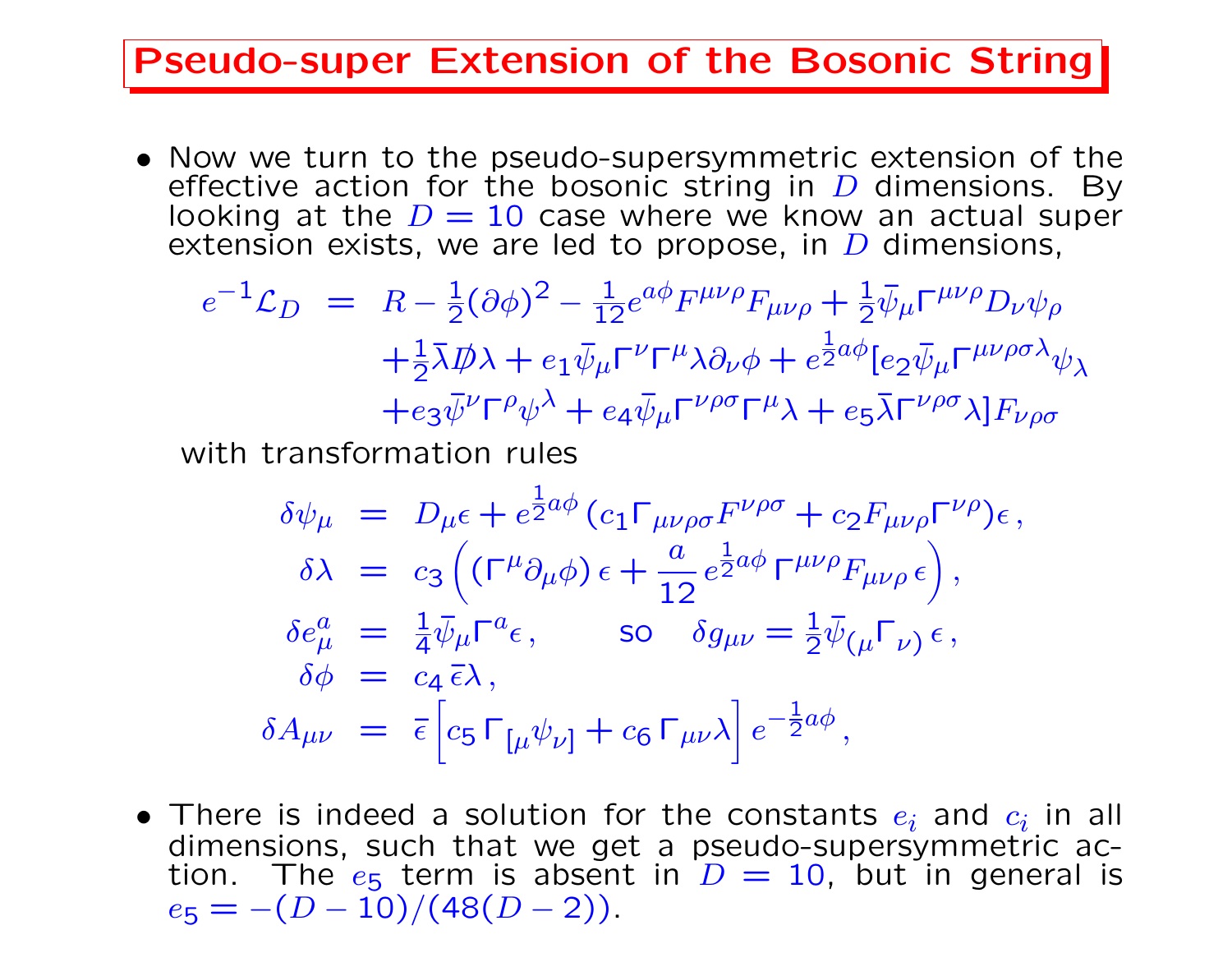# Pseudo-super Extension of the Bosonic String

- Now we turn to the pseudo-supersymmetric extension of the effective action for the bosonic string in $D$ dimensions. By looking at the $D=10$ case where we know an actual super extension exists, we are led to propose, in $D$ dimensions,

$$
\begin{aligned}
e^{-1}\mathcal{L}_D &= R - \tfrac{1}{2}(\partial\phi)^2 - \tfrac{1}{12}e^{a\phi}F^{\mu\nu\rho}F_{\mu\nu\rho} + \tfrac{1}{2}\bar{\psi}_\mu\Gamma^{\mu\nu\rho}D_\nu\psi_\rho \\
&\quad + \tfrac{1}{2}\bar{\lambda}\not{D}\lambda + e_1\bar{\psi}_\mu\Gamma^\nu\Gamma^\mu\lambda\partial_\nu\phi + e^{\frac{1}{2}a\phi}[e_2\bar{\psi}_\mu\Gamma^{\mu\nu\rho\sigma\lambda}\psi_\lambda \\
&\quad + e_3\bar{\psi}^\nu\Gamma^\rho\psi^\lambda + e_4\bar{\psi}_\mu\Gamma^{\nu\rho\sigma}\Gamma^\mu\lambda + e_5\bar{\lambda}\Gamma^{\nu\rho\sigma}\lambda]F_{\nu\rho\sigma}
\end{aligned}
$$

with transformation rules

$$
\begin{aligned}
\delta\psi_\mu &= D_\mu\epsilon + e^{\frac{1}{2}a\phi}(c_1\Gamma_{\mu\nu\rho\sigma}F^{\nu\rho\sigma} + c_2F_{\mu\nu\rho}\Gamma^{\nu\rho})\epsilon\,, \\
\delta\lambda &= c_3\Big((\Gamma^\mu\partial_\mu\phi)\,\epsilon + \frac{a}{12}\,e^{\frac{1}{2}a\phi}\,\Gamma^{\mu\nu\rho}F_{\mu\nu\rho}\,\epsilon\Big)\,, \\
\delta e^a_\mu &= \tfrac{1}{4}\bar{\psi}_\mu\Gamma^a\epsilon\,, \qquad \text{so} \quad \delta g_{\mu\nu} = \tfrac{1}{2}\bar{\psi}_{(\mu}\Gamma_{\nu)}\,\epsilon\,, \\
\delta\phi &= c_4\,\bar{\epsilon}\lambda\,, \\
\delta A_{\mu\nu} &= \bar{\epsilon}\Big[c_5\,\Gamma_{[\mu}\psi_{\nu]} + c_6\,\Gamma_{\mu\nu}\lambda\Big]\,e^{-\frac{1}{2}a\phi}\,,
\end{aligned}
$$

- There is indeed a solution for the constants $e_i$ and $c_i$ in all dimensions, such that we get a pseudo-supersymmetric action. The $e_5$ term is absent in $D=10$, but in general is $e_5 = -(D-10)/(48(D-2))$.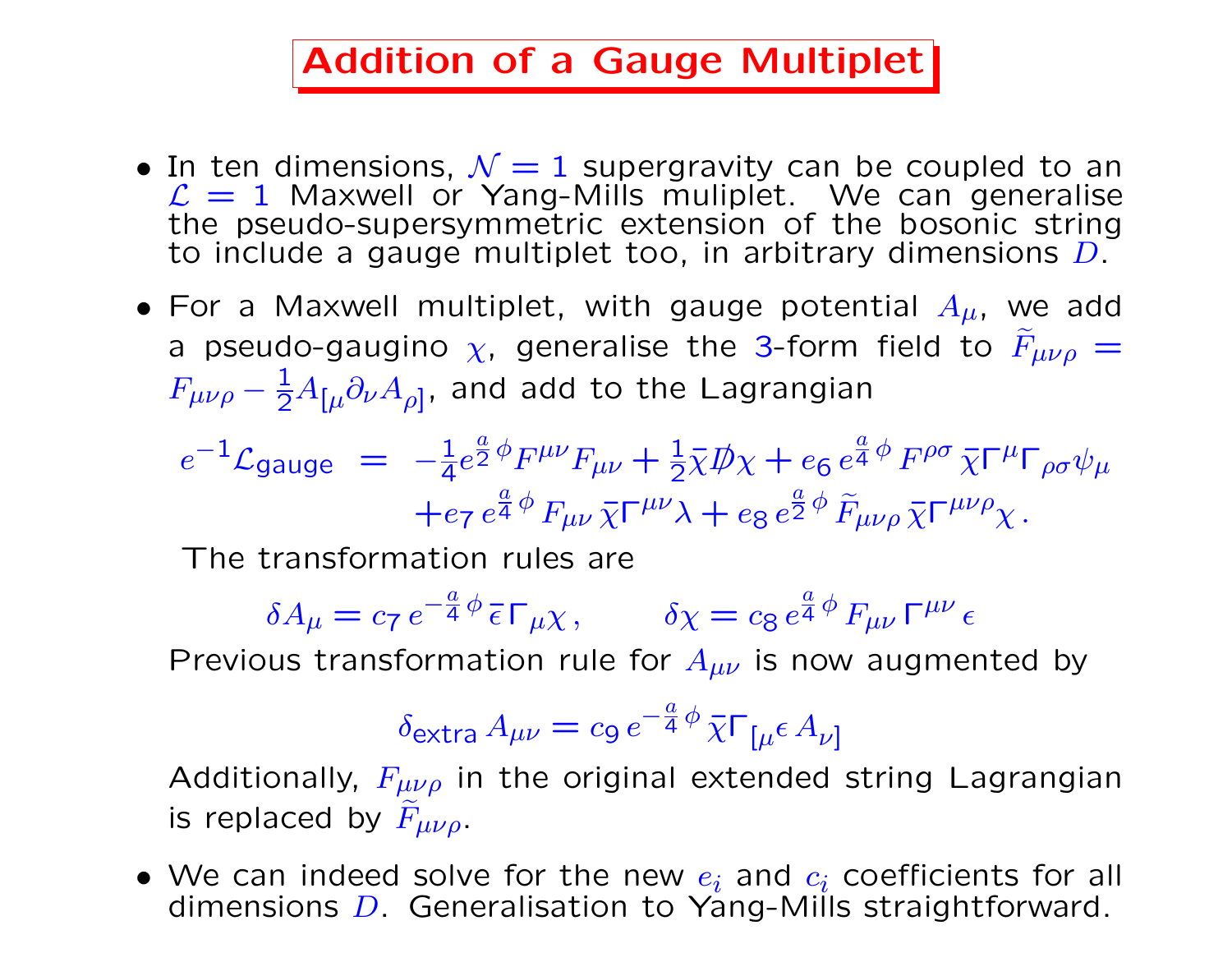# Addition of a Gauge Multiplet

- In ten dimensions, $\mathcal{N}=1$ supergravity can be coupled to an $\mathcal{L}=1$ Maxwell or Yang-Mills muliplet. We can generalise the pseudo-supersymmetric extension of the bosonic string to include a gauge multiplet too, in arbitrary dimensions $D$.

- For a Maxwell multiplet, with gauge potential $A_\mu$, we add a pseudo-gaugino $\chi$, generalise the 3-form field to $\widetilde{F}_{\mu\nu\rho} = F_{\mu\nu\rho} - \frac{1}{2} A_{[\mu}\partial_\nu A_{\rho]}$, and add to the Lagrangian

$$
\begin{aligned}
e^{-1}\mathcal{L}_{\text{gauge}} \;=\; & -\tfrac{1}{4} e^{\frac{a}{2}\phi} F^{\mu\nu} F_{\mu\nu} + \tfrac{1}{2}\bar{\chi}\displaystyle{\not}D\chi + e_6\, e^{\frac{a}{4}\phi}\, F^{\rho\sigma}\, \bar{\chi}\Gamma^\mu\Gamma_{\rho\sigma}\psi_\mu \\
& + e_7\, e^{\frac{a}{4}\phi}\, F_{\mu\nu}\, \bar{\chi}\Gamma^{\mu\nu}\lambda + e_8\, e^{\frac{a}{2}\phi}\, \widetilde{F}_{\mu\nu\rho}\, \bar{\chi}\Gamma^{\mu\nu\rho}\chi\,.
\end{aligned}
$$

  The transformation rules are

$$
\delta A_\mu = c_7\, e^{-\frac{a}{4}\phi}\, \bar{\epsilon}\,\Gamma_\mu\chi\,, \qquad \delta\chi = c_8\, e^{\frac{a}{4}\phi}\, F_{\mu\nu}\,\Gamma^{\mu\nu}\,\epsilon
$$

  Previous transformation rule for $A_{\mu\nu}$ is now augmented by

$$
\delta_{\text{extra}}\, A_{\mu\nu} = c_9\, e^{-\frac{a}{4}\phi}\, \bar{\chi}\Gamma_{[\mu}\epsilon\, A_{\nu]}
$$

  Additionally, $F_{\mu\nu\rho}$ in the original extended string Lagrangian is replaced by $\widetilde{F}_{\mu\nu\rho}$.

- We can indeed solve for the new $e_i$ and $c_i$ coefficients for all dimensions $D$. Generalisation to Yang-Mills straightforward.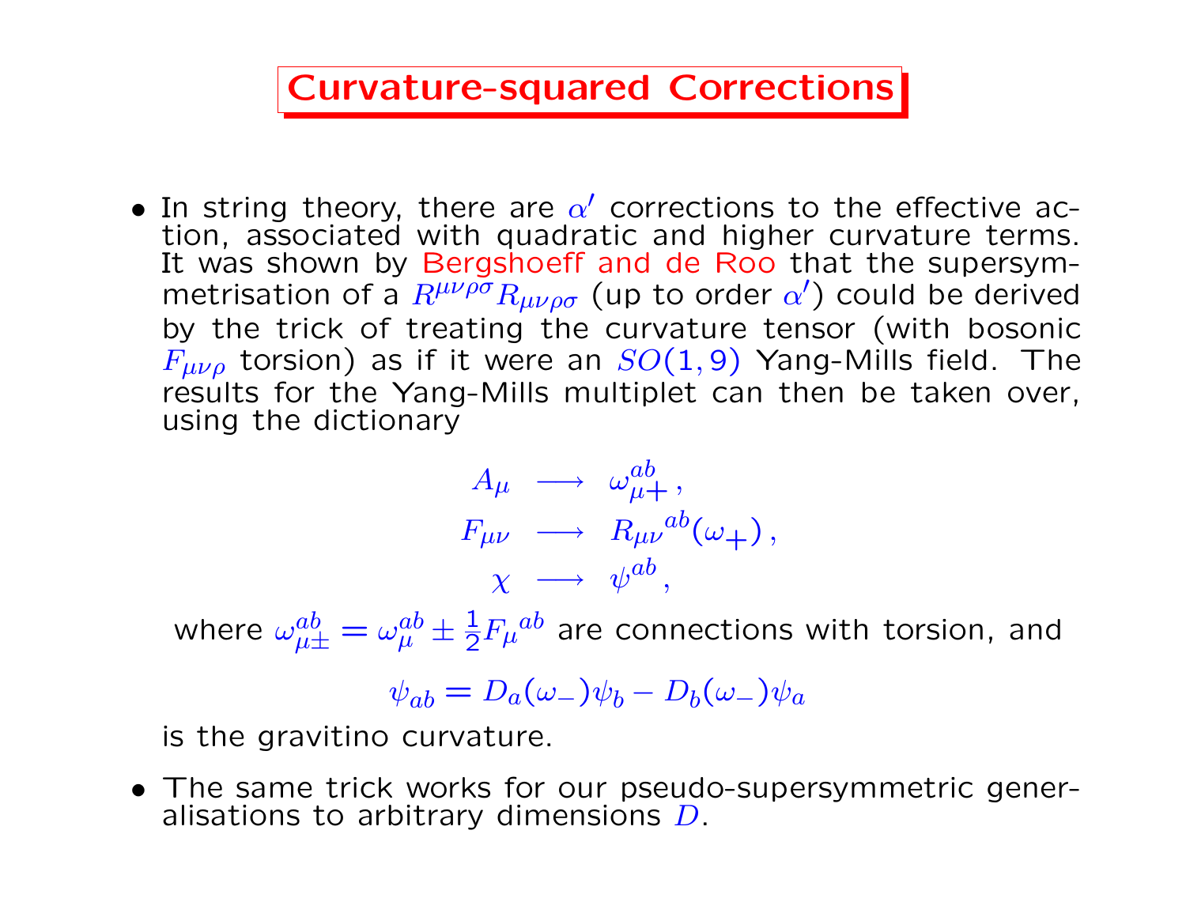# Curvature-squared Corrections

- In string theory, there are $\alpha'$ corrections to the effective action, associated with quadratic and higher curvature terms. It was shown by Bergshoeff and de Roo that the supersymmetrisation of a $R^{\mu\nu\rho\sigma}R_{\mu\nu\rho\sigma}$ (up to order $\alpha'$) could be derived by the trick of treating the curvature tensor (with bosonic $F_{\mu\nu\rho}$ torsion) as if it were an $SO(1,9)$ Yang-Mills field. The results for the Yang-Mills multiplet can then be taken over, using the dictionary

$$
\begin{aligned}
A_\mu &\longrightarrow \omega_{\mu+}^{ab}\,, \\
F_{\mu\nu} &\longrightarrow R_{\mu\nu}{}^{ab}(\omega_+)\,, \\
\chi &\longrightarrow \psi^{ab}\,,
\end{aligned}
$$

  where $\omega_{\mu\pm}^{ab} = \omega_\mu^{ab} \pm \frac{1}{2}F_\mu{}^{ab}$ are connections with torsion, and

$$
\psi_{ab} = D_a(\omega_-)\psi_b - D_b(\omega_-)\psi_a
$$

  is the gravitino curvature.

- The same trick works for our pseudo-supersymmetric generalisations to arbitrary dimensions $D$.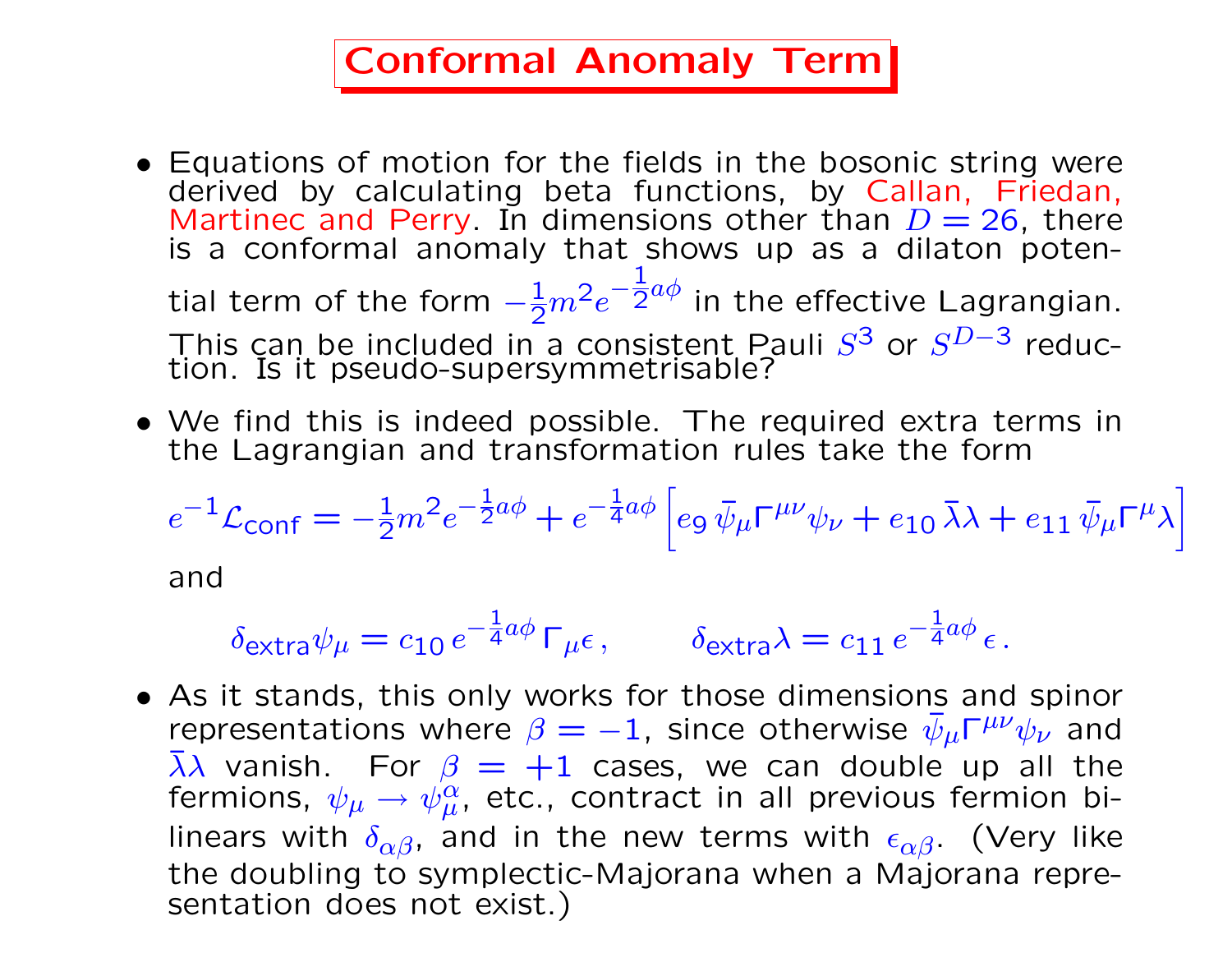# Conformal Anomaly Term

- Equations of motion for the fields in the bosonic string were derived by calculating beta functions, by Callan, Friedan, Martinec and Perry. In dimensions other than $D = 26$, there is a conformal anomaly that shows up as a dilaton potential term of the form $-\frac{1}{2}m^2 e^{-\frac{1}{2}a\phi}$ in the effective Lagrangian. This can be included in a consistent Pauli $S^3$ or $S^{D-3}$ reduction. Is it pseudo-supersymmetrisable?

- We find this is indeed possible. The required extra terms in the Lagrangian and transformation rules take the form

$$e^{-1}\mathcal{L}_{\text{conf}} = -\frac{1}{2}m^2 e^{-\frac{1}{2}a\phi} + e^{-\frac{1}{4}a\phi}\Big[e_9\,\bar{\psi}_\mu\Gamma^{\mu\nu}\psi_\nu + e_{10}\,\bar{\lambda}\lambda + e_{11}\,\bar{\psi}_\mu\Gamma^\mu\lambda\Big]$$

  and

$$\delta_{\text{extra}}\psi_\mu = c_{10}\,e^{-\frac{1}{4}a\phi}\,\Gamma_\mu\epsilon\,, \qquad \delta_{\text{extra}}\lambda = c_{11}\,e^{-\frac{1}{4}a\phi}\,\epsilon\,.$$

- As it stands, this only works for those dimensions and spinor representations where $\beta = -1$, since otherwise $\bar{\psi}_\mu\Gamma^{\mu\nu}\psi_\nu$ and $\bar{\lambda}\lambda$ vanish. For $\beta = +1$ cases, we can double up all the fermions, $\psi_\mu \to \psi_\mu^\alpha$, etc., contract in all previous fermion bilinears with $\delta_{\alpha\beta}$, and in the new terms with $\epsilon_{\alpha\beta}$. (Very like the doubling to symplectic-Majorana when a Majorana representation does not exist.)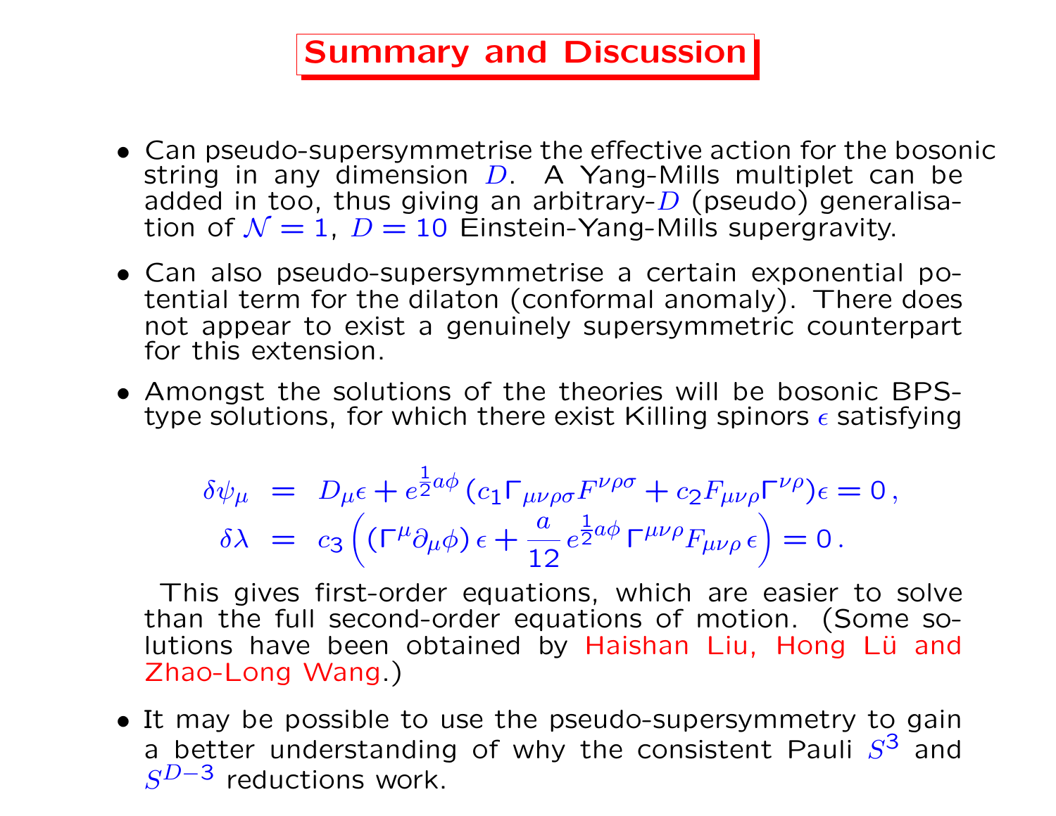# Summary and Discussion

- Can pseudo-supersymmetrise the effective action for the bosonic string in any dimension $D$. A Yang-Mills multiplet can be added in too, thus giving an arbitrary-$D$ (pseudo) generalisation of $\mathcal{N}=1$, $D=10$ Einstein-Yang-Mills supergravity.

- Can also pseudo-supersymmetrise a certain exponential potential term for the dilaton (conformal anomaly). There does not appear to exist a genuinely supersymmetric counterpart for this extension.

- Amongst the solutions of the theories will be bosonic BPS-type solutions, for which there exist Killing spinors $\epsilon$ satisfying

$$
\begin{aligned}
\delta\psi_\mu &= D_\mu\epsilon + e^{\frac{1}{2}a\phi}\,(c_1\Gamma_{\mu\nu\rho\sigma}F^{\nu\rho\sigma} + c_2 F_{\mu\nu\rho}\Gamma^{\nu\rho})\epsilon = 0\,,\\
\delta\lambda &= c_3\Big((\Gamma^\mu\partial_\mu\phi)\,\epsilon + \frac{a}{12}\,e^{\frac{1}{2}a\phi}\,\Gamma^{\mu\nu\rho}F_{\mu\nu\rho}\,\epsilon\Big) = 0\,.
\end{aligned}
$$

  This gives first-order equations, which are easier to solve than the full second-order equations of motion. (Some solutions have been obtained by Haishan Liu, Hong Lü and Zhao-Long Wang.)

- It may be possible to use the pseudo-supersymmetry to gain a better understanding of why the consistent Pauli $S^3$ and $S^{D-3}$ reductions work.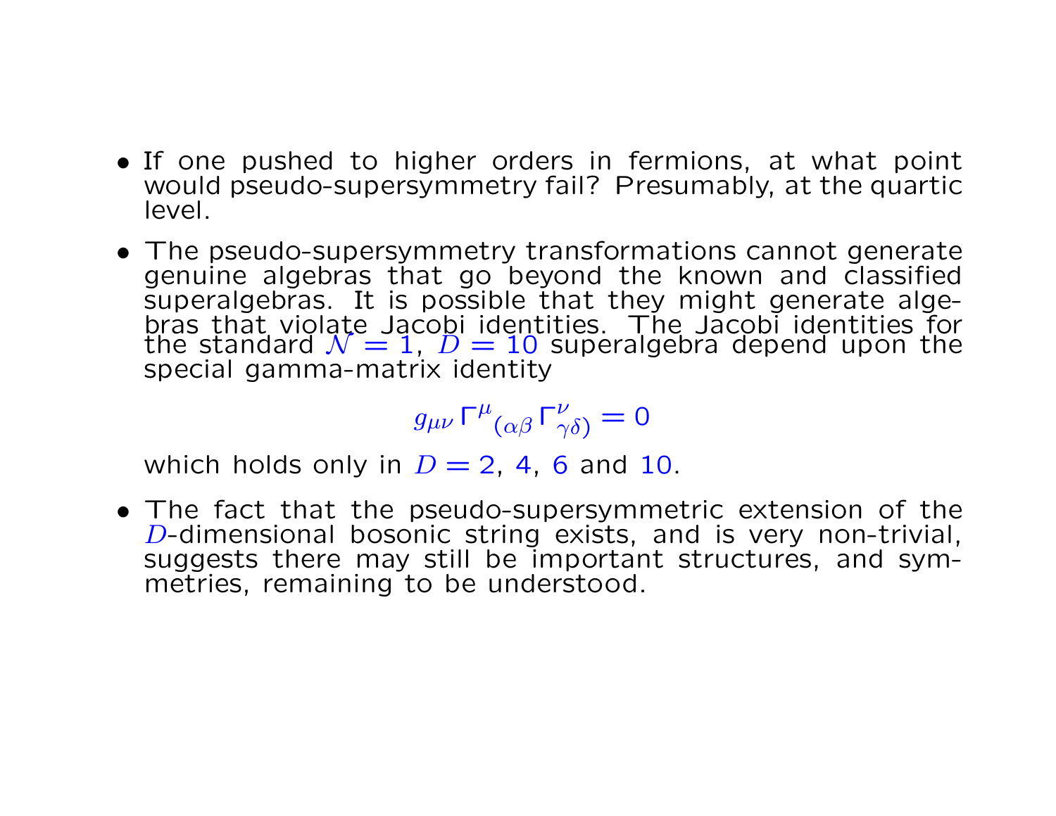- If one pushed to higher orders in fermions, at what point would pseudo-supersymmetry fail? Presumably, at the quartic level.

- The pseudo-supersymmetry transformations cannot generate genuine algebras that go beyond the known and classified superalgebras. It is possible that they might generate algebras that violate Jacobi identities. The Jacobi identities for the standard $\mathcal{N} = 1$, $D = 10$ superalgebra depend upon the special gamma-matrix identity

$$g_{\mu\nu}\, \Gamma^{\mu}{}_{(\alpha\beta}\, \Gamma^{\nu}_{\gamma\delta)} = 0$$

  which holds only in $D = 2$, $4$, $6$ and $10$.

- The fact that the pseudo-supersymmetric extension of the $D$-dimensional bosonic string exists, and is very non-trivial, suggests there may still be important structures, and symmetries, remaining to be understood.